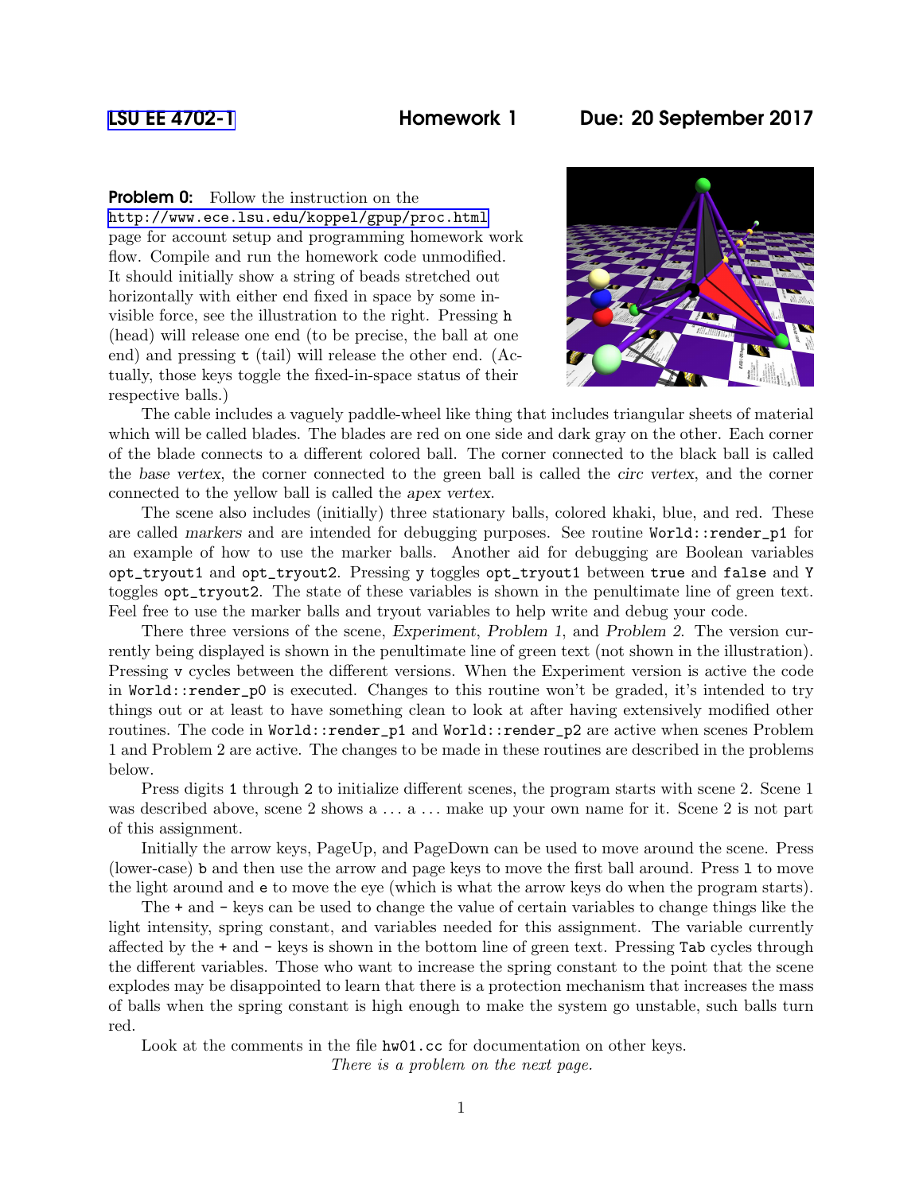# LSU EE 4702-1 Homework 1 Due: 20 September 2017

**Problem 0:** Follow the instruction on the http://www.ece.lsu.edu/koppel/gpup/proc.html page for account setup and programming homework work flow. Compile and run the homework code unmodified. It should initially show a string of beads stretched out horizontally with either end fixed in space by some invisible force, see the illustration to the right. Pressing `h` (head) will release one end (to be precise, the ball at one end) and pressing `t` (tail) will release the other end. (Actually, those keys toggle the fixed-in-space status of their respective balls.)

The cable includes a vaguely paddle-wheel like thing that includes triangular sheets of material which will be called blades. The blades are red on one side and dark gray on the other. Each corner of the blade connects to a different colored ball. The corner connected to the black ball is called the *base vertex*, the corner connected to the green ball is called the *circ vertex*, and the corner connected to the yellow ball is called the *apex vertex*.

The scene also includes (initially) three stationary balls, colored khaki, blue, and red. These are called *markers* and are intended for debugging purposes. See routine `World::render_p1` for an example of how to use the marker balls. Another aid for debugging are Boolean variables `opt_tryout1` and `opt_tryout2`. Pressing `y` toggles `opt_tryout1` between `true` and `false` and `Y` toggles `opt_tryout2`. The state of these variables is shown in the penultimate line of green text. Feel free to use the marker balls and tryout variables to help write and debug your code.

There three versions of the scene, *Experiment*, *Problem 1*, and *Problem 2*. The version currently being displayed is shown in the penultimate line of green text (not shown in the illustration). Pressing `v` cycles between the different versions. When the Experiment version is active the code in `World::render_p0` is executed. Changes to this routine won't be graded, it's intended to try things out or at least to have something clean to look at after having extensively modified other routines. The code in `World::render_p1` and `World::render_p2` are active when scenes Problem 1 and Problem 2 are active. The changes to be made in these routines are described in the problems below.

Press digits `1` through `2` to initialize different scenes, the program starts with scene 2. Scene 1 was described above, scene 2 shows a ... a ... make up your own name for it. Scene 2 is not part of this assignment.

Initially the arrow keys, PageUp, and PageDown can be used to move around the scene. Press (lower-case) `b` and then use the arrow and page keys to move the first ball around. Press `l` to move the light around and `e` to move the eye (which is what the arrow keys do when the program starts).

The `+` and `-` keys can be used to change the value of certain variables to change things like the light intensity, spring constant, and variables needed for this assignment. The variable currently affected by the `+` and `-` keys is shown in the bottom line of green text. Pressing `Tab` cycles through the different variables. Those who want to increase the spring constant to the point that the scene explodes may be disappointed to learn that there is a protection mechanism that increases the mass of balls when the spring constant is high enough to make the system go unstable, such balls turn red.

Look at the comments in the file `hw01.cc` for documentation on other keys.

*There is a problem on the next page.*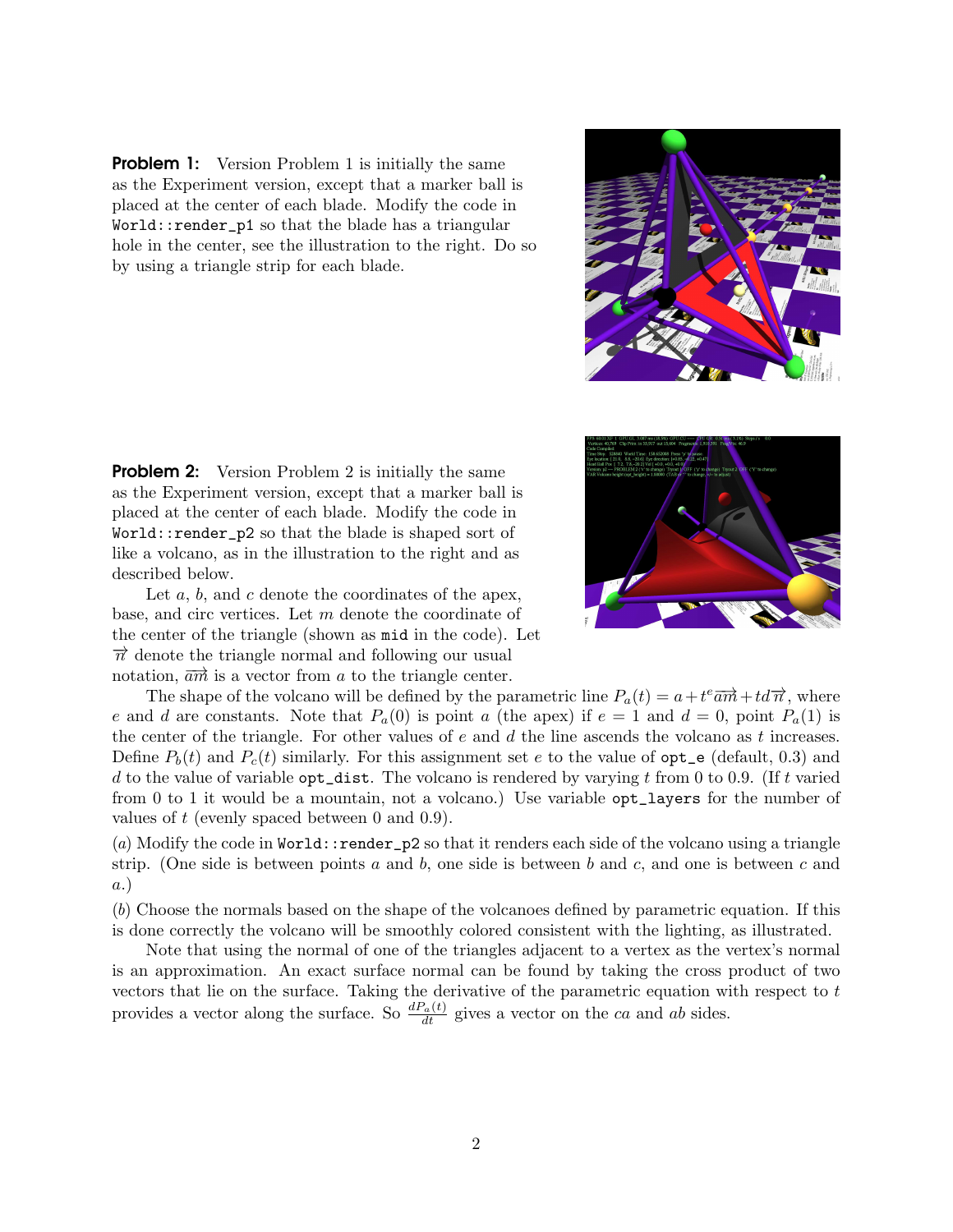**Problem 1:** Version Problem 1 is initially the same as the Experiment version, except that a marker ball is placed at the center of each blade. Modify the code in `World::render_p1` so that the blade has a triangular hole in the center, see the illustration to the right. Do so by using a triangle strip for each blade.

**Problem 2:** Version Problem 2 is initially the same as the Experiment version, except that a marker ball is placed at the center of each blade. Modify the code in `World::render_p2` so that the blade is shaped sort of like a volcano, as in the illustration to the right and as described below.

Let $a$, $b$, and $c$ denote the coordinates of the apex, base, and circ vertices. Let $m$ denote the coordinate of the center of the triangle (shown as `mid` in the code). Let $\vec{n}$ denote the triangle normal and following our usual notation, $\overrightarrow{am}$ is a vector from $a$ to the triangle center.

The shape of the volcano will be defined by the parametric line $P_a(t) = a + t^e \overrightarrow{am} + td\vec{n}$, where $e$ and $d$ are constants. Note that $P_a(0)$ is point $a$ (the apex) if $e = 1$ and $d = 0$, point $P_a(1)$ is the center of the triangle. For other values of $e$ and $d$ the line ascends the volcano as $t$ increases. Define $P_b(t)$ and $P_c(t)$ similarly. For this assignment set $e$ to the value of `opt_e` (default, 0.3) and $d$ to the value of variable `opt_dist`. The volcano is rendered by varying $t$ from 0 to 0.9. (If $t$ varied from 0 to 1 it would be a mountain, not a volcano.) Use variable `opt_layers` for the number of values of $t$ (evenly spaced between 0 and 0.9).

(*a*) Modify the code in `World::render_p2` so that it renders each side of the volcano using a triangle strip. (One side is between points $a$ and $b$, one side is between $b$ and $c$, and one is between $c$ and $a$.)

(*b*) Choose the normals based on the shape of the volcanoes defined by parametric equation. If this is done correctly the volcano will be smoothly colored consistent with the lighting, as illustrated.

Note that using the normal of one of the triangles adjacent to a vertex as the vertex's normal is an approximation. An exact surface normal can be found by taking the cross product of two vectors that lie on the surface. Taking the derivative of the parametric equation with respect to $t$ provides a vector along the surface. So $\frac{dP_a(t)}{dt}$ gives a vector on the $ca$ and $ab$ sides.